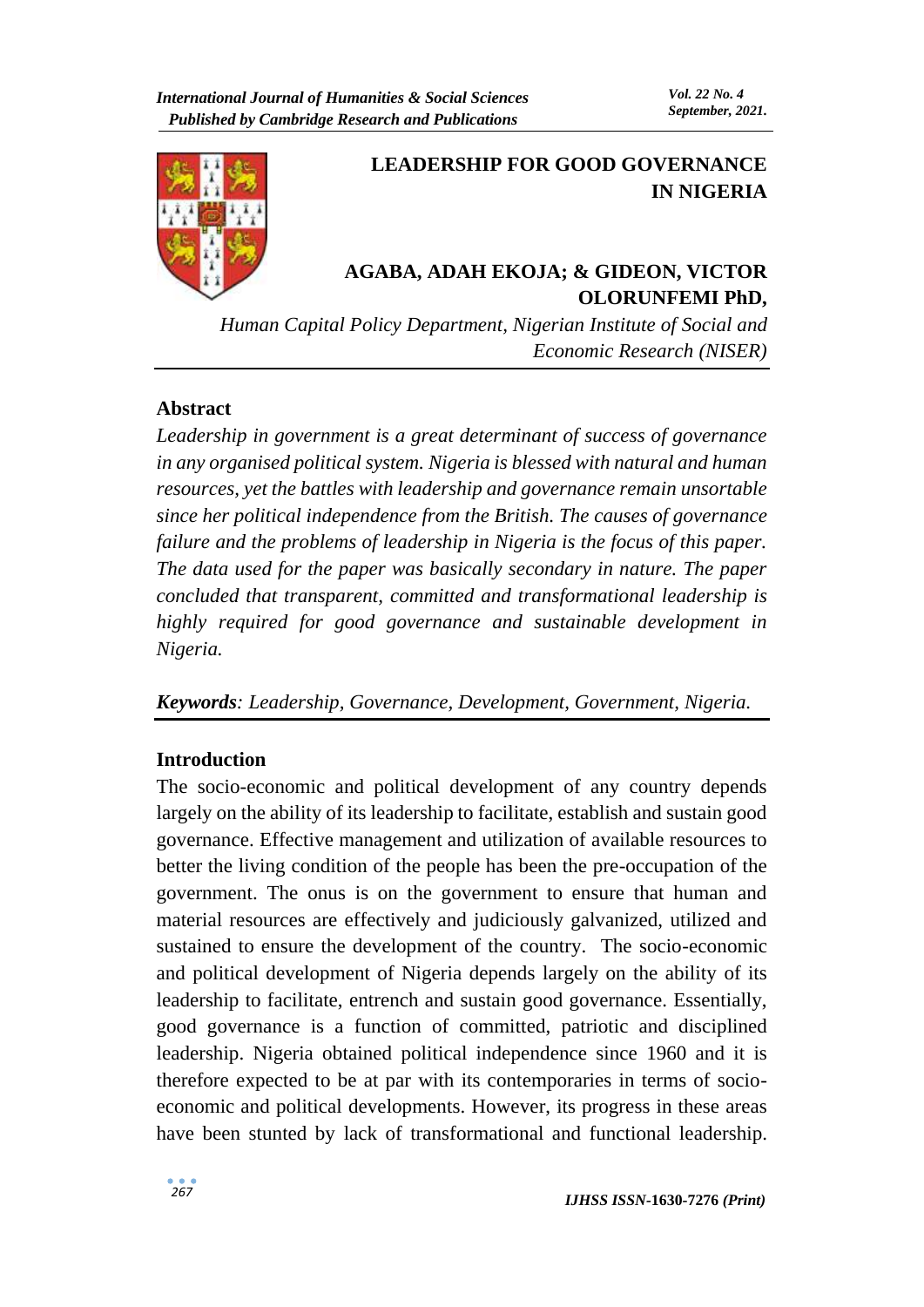# LEADERSHIP FOR GOOD GOVERNANCE IN NIGERIA

**AGABA, ADAH EKOJA; & GIDEON, VICTOR OLORUNFEMI PhD,**

*Human Capital Policy Department, Nigerian Institute of Social and Economic Research (NISER)*

## Abstract

*Leadership in government is a great determinant of success of governance in any organised political system. Nigeria is blessed with natural and human resources, yet the battles with leadership and governance remain unsortable since her political independence from the British. The causes of governance failure and the problems of leadership in Nigeria is the focus of this paper. The data used for the paper was basically secondary in nature. The paper concluded that transparent, committed and transformational leadership is highly required for good governance and sustainable development in Nigeria.*

***Keywords**: Leadership, Governance, Development, Government, Nigeria.*

## Introduction

The socio-economic and political development of any country depends largely on the ability of its leadership to facilitate, establish and sustain good governance. Effective management and utilization of available resources to better the living condition of the people has been the pre-occupation of the government. The onus is on the government to ensure that human and material resources are effectively and judiciously galvanized, utilized and sustained to ensure the development of the country. The socio-economic and political development of Nigeria depends largely on the ability of its leadership to facilitate, entrench and sustain good governance. Essentially, good governance is a function of committed, patriotic and disciplined leadership. Nigeria obtained political independence since 1960 and it is therefore expected to be at par with its contemporaries in terms of socio-economic and political developments. However, its progress in these areas have been stunted by lack of transformational and functional leadership.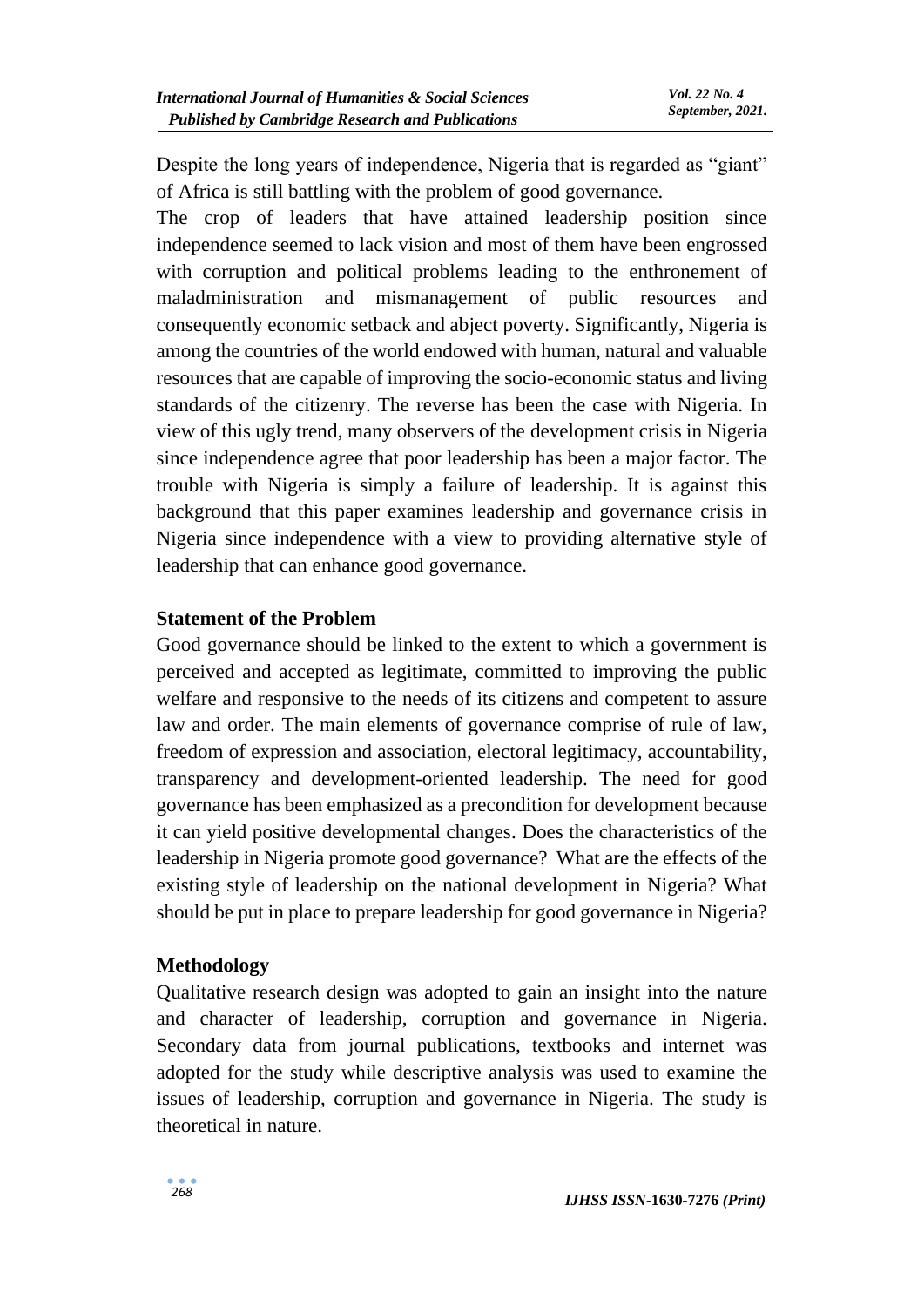Despite the long years of independence, Nigeria that is regarded as "giant" of Africa is still battling with the problem of good governance.

The crop of leaders that have attained leadership position since independence seemed to lack vision and most of them have been engrossed with corruption and political problems leading to the enthronement of maladministration and mismanagement of public resources and consequently economic setback and abject poverty. Significantly, Nigeria is among the countries of the world endowed with human, natural and valuable resources that are capable of improving the socio-economic status and living standards of the citizenry. The reverse has been the case with Nigeria. In view of this ugly trend, many observers of the development crisis in Nigeria since independence agree that poor leadership has been a major factor. The trouble with Nigeria is simply a failure of leadership. It is against this background that this paper examines leadership and governance crisis in Nigeria since independence with a view to providing alternative style of leadership that can enhance good governance.

## Statement of the Problem

Good governance should be linked to the extent to which a government is perceived and accepted as legitimate, committed to improving the public welfare and responsive to the needs of its citizens and competent to assure law and order. The main elements of governance comprise of rule of law, freedom of expression and association, electoral legitimacy, accountability, transparency and development-oriented leadership. The need for good governance has been emphasized as a precondition for development because it can yield positive developmental changes. Does the characteristics of the leadership in Nigeria promote good governance? What are the effects of the existing style of leadership on the national development in Nigeria? What should be put in place to prepare leadership for good governance in Nigeria?

## Methodology

Qualitative research design was adopted to gain an insight into the nature and character of leadership, corruption and governance in Nigeria. Secondary data from journal publications, textbooks and internet was adopted for the study while descriptive analysis was used to examine the issues of leadership, corruption and governance in Nigeria. The study is theoretical in nature.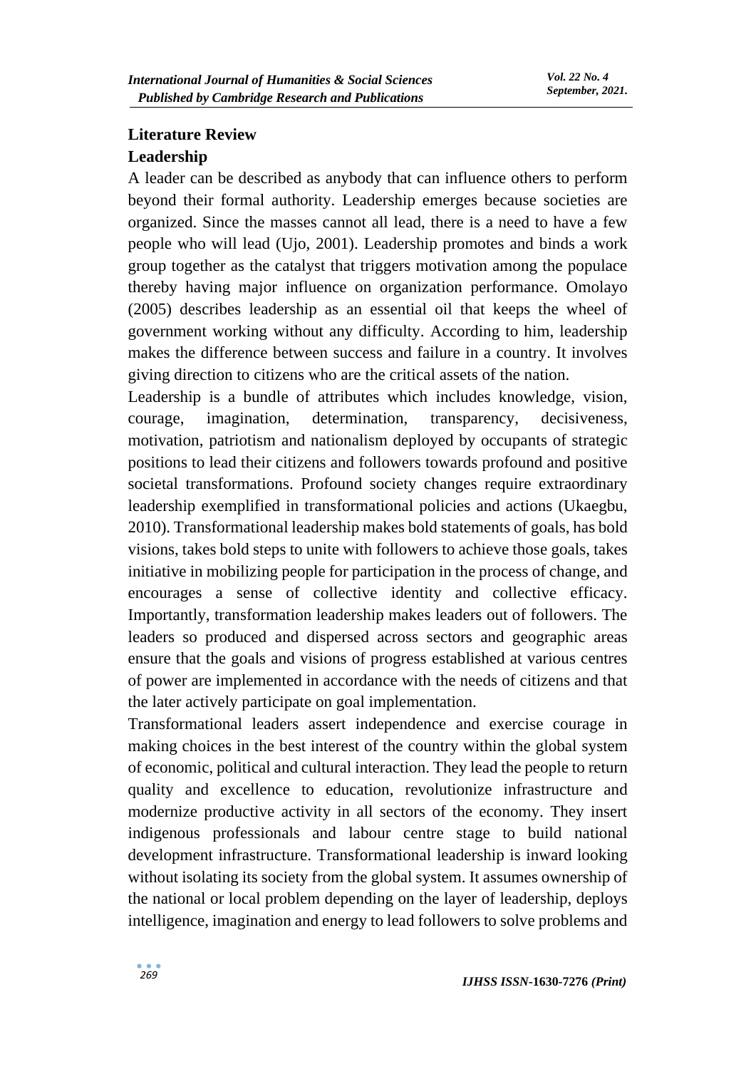## Literature Review

### Leadership

A leader can be described as anybody that can influence others to perform beyond their formal authority. Leadership emerges because societies are organized. Since the masses cannot all lead, there is a need to have a few people who will lead (Ujo, 2001). Leadership promotes and binds a work group together as the catalyst that triggers motivation among the populace thereby having major influence on organization performance. Omolayo (2005) describes leadership as an essential oil that keeps the wheel of government working without any difficulty. According to him, leadership makes the difference between success and failure in a country. It involves giving direction to citizens who are the critical assets of the nation.

Leadership is a bundle of attributes which includes knowledge, vision, courage, imagination, determination, transparency, decisiveness, motivation, patriotism and nationalism deployed by occupants of strategic positions to lead their citizens and followers towards profound and positive societal transformations. Profound society changes require extraordinary leadership exemplified in transformational policies and actions (Ukaegbu, 2010). Transformational leadership makes bold statements of goals, has bold visions, takes bold steps to unite with followers to achieve those goals, takes initiative in mobilizing people for participation in the process of change, and encourages a sense of collective identity and collective efficacy. Importantly, transformation leadership makes leaders out of followers. The leaders so produced and dispersed across sectors and geographic areas ensure that the goals and visions of progress established at various centres of power are implemented in accordance with the needs of citizens and that the later actively participate on goal implementation.

Transformational leaders assert independence and exercise courage in making choices in the best interest of the country within the global system of economic, political and cultural interaction. They lead the people to return quality and excellence to education, revolutionize infrastructure and modernize productive activity in all sectors of the economy. They insert indigenous professionals and labour centre stage to build national development infrastructure. Transformational leadership is inward looking without isolating its society from the global system. It assumes ownership of the national or local problem depending on the layer of leadership, deploys intelligence, imagination and energy to lead followers to solve problems and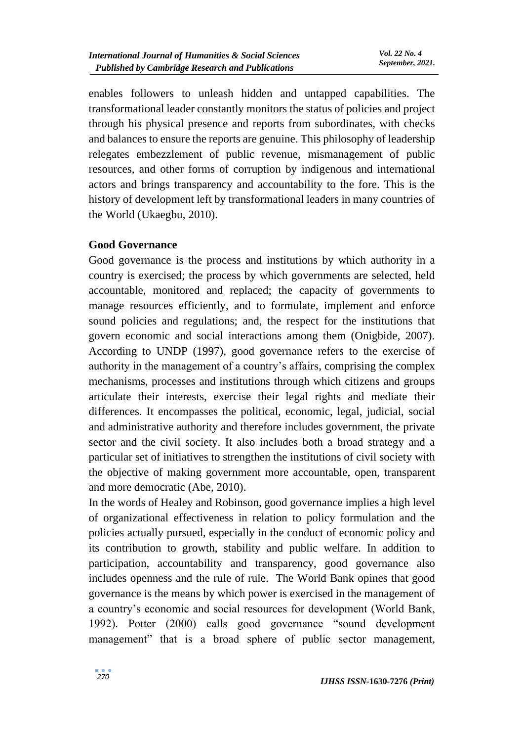enables followers to unleash hidden and untapped capabilities. The transformational leader constantly monitors the status of policies and project through his physical presence and reports from subordinates, with checks and balances to ensure the reports are genuine. This philosophy of leadership relegates embezzlement of public revenue, mismanagement of public resources, and other forms of corruption by indigenous and international actors and brings transparency and accountability to the fore. This is the history of development left by transformational leaders in many countries of the World (Ukaegbu, 2010).

## Good Governance

Good governance is the process and institutions by which authority in a country is exercised; the process by which governments are selected, held accountable, monitored and replaced; the capacity of governments to manage resources efficiently, and to formulate, implement and enforce sound policies and regulations; and, the respect for the institutions that govern economic and social interactions among them (Onigbide, 2007). According to UNDP (1997), good governance refers to the exercise of authority in the management of a country's affairs, comprising the complex mechanisms, processes and institutions through which citizens and groups articulate their interests, exercise their legal rights and mediate their differences. It encompasses the political, economic, legal, judicial, social and administrative authority and therefore includes government, the private sector and the civil society. It also includes both a broad strategy and a particular set of initiatives to strengthen the institutions of civil society with the objective of making government more accountable, open, transparent and more democratic (Abe, 2010).

In the words of Healey and Robinson, good governance implies a high level of organizational effectiveness in relation to policy formulation and the policies actually pursued, especially in the conduct of economic policy and its contribution to growth, stability and public welfare. In addition to participation, accountability and transparency, good governance also includes openness and the rule of rule. The World Bank opines that good governance is the means by which power is exercised in the management of a country's economic and social resources for development (World Bank, 1992). Potter (2000) calls good governance "sound development management" that is a broad sphere of public sector management,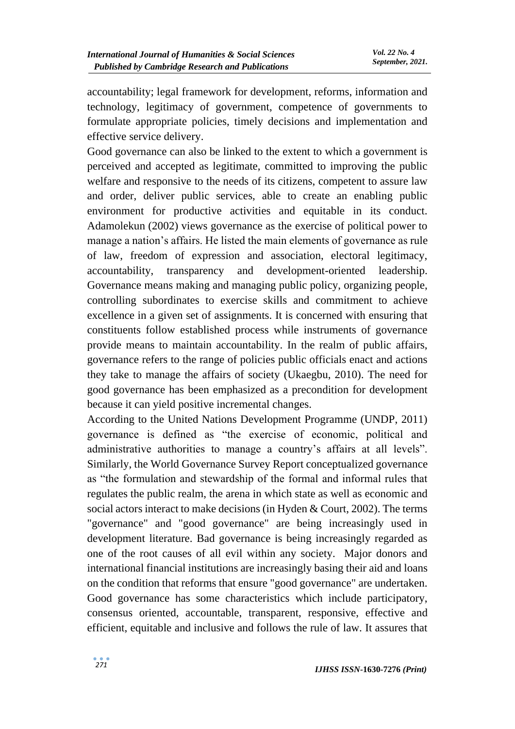accountability; legal framework for development, reforms, information and technology, legitimacy of government, competence of governments to formulate appropriate policies, timely decisions and implementation and effective service delivery.

Good governance can also be linked to the extent to which a government is perceived and accepted as legitimate, committed to improving the public welfare and responsive to the needs of its citizens, competent to assure law and order, deliver public services, able to create an enabling public environment for productive activities and equitable in its conduct. Adamolekun (2002) views governance as the exercise of political power to manage a nation's affairs. He listed the main elements of governance as rule of law, freedom of expression and association, electoral legitimacy, accountability, transparency and development-oriented leadership. Governance means making and managing public policy, organizing people, controlling subordinates to exercise skills and commitment to achieve excellence in a given set of assignments. It is concerned with ensuring that constituents follow established process while instruments of governance provide means to maintain accountability. In the realm of public affairs, governance refers to the range of policies public officials enact and actions they take to manage the affairs of society (Ukaegbu, 2010). The need for good governance has been emphasized as a precondition for development because it can yield positive incremental changes.

According to the United Nations Development Programme (UNDP, 2011) governance is defined as "the exercise of economic, political and administrative authorities to manage a country's affairs at all levels". Similarly, the World Governance Survey Report conceptualized governance as "the formulation and stewardship of the formal and informal rules that regulates the public realm, the arena in which state as well as economic and social actors interact to make decisions (in Hyden & Court, 2002). The terms "governance" and "good governance" are being increasingly used in development literature. Bad governance is being increasingly regarded as one of the root causes of all evil within any society. Major donors and international financial institutions are increasingly basing their aid and loans on the condition that reforms that ensure "good governance" are undertaken. Good governance has some characteristics which include participatory, consensus oriented, accountable, transparent, responsive, effective and efficient, equitable and inclusive and follows the rule of law. It assures that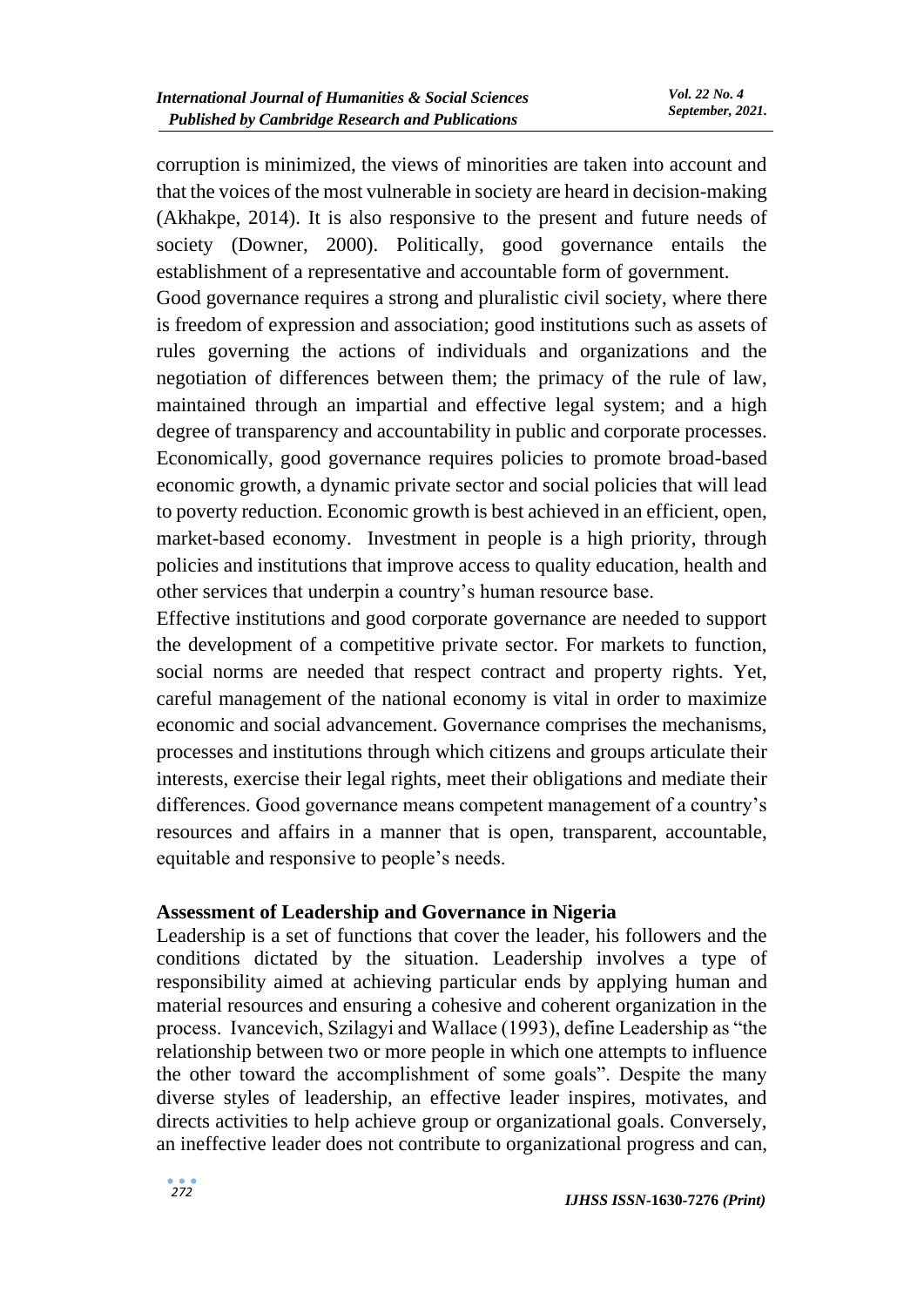corruption is minimized, the views of minorities are taken into account and that the voices of the most vulnerable in society are heard in decision-making (Akhakpe, 2014). It is also responsive to the present and future needs of society (Downer, 2000). Politically, good governance entails the establishment of a representative and accountable form of government.

Good governance requires a strong and pluralistic civil society, where there is freedom of expression and association; good institutions such as assets of rules governing the actions of individuals and organizations and the negotiation of differences between them; the primacy of the rule of law, maintained through an impartial and effective legal system; and a high degree of transparency and accountability in public and corporate processes. Economically, good governance requires policies to promote broad-based economic growth, a dynamic private sector and social policies that will lead to poverty reduction. Economic growth is best achieved in an efficient, open, market-based economy. Investment in people is a high priority, through policies and institutions that improve access to quality education, health and other services that underpin a country's human resource base.

Effective institutions and good corporate governance are needed to support the development of a competitive private sector. For markets to function, social norms are needed that respect contract and property rights. Yet, careful management of the national economy is vital in order to maximize economic and social advancement. Governance comprises the mechanisms, processes and institutions through which citizens and groups articulate their interests, exercise their legal rights, meet their obligations and mediate their differences. Good governance means competent management of a country's resources and affairs in a manner that is open, transparent, accountable, equitable and responsive to people's needs.

## Assessment of Leadership and Governance in Nigeria

Leadership is a set of functions that cover the leader, his followers and the conditions dictated by the situation. Leadership involves a type of responsibility aimed at achieving particular ends by applying human and material resources and ensuring a cohesive and coherent organization in the process. Ivancevich, Szilagyi and Wallace (1993), define Leadership as "the relationship between two or more people in which one attempts to influence the other toward the accomplishment of some goals". Despite the many diverse styles of leadership, an effective leader inspires, motivates, and directs activities to help achieve group or organizational goals. Conversely, an ineffective leader does not contribute to organizational progress and can,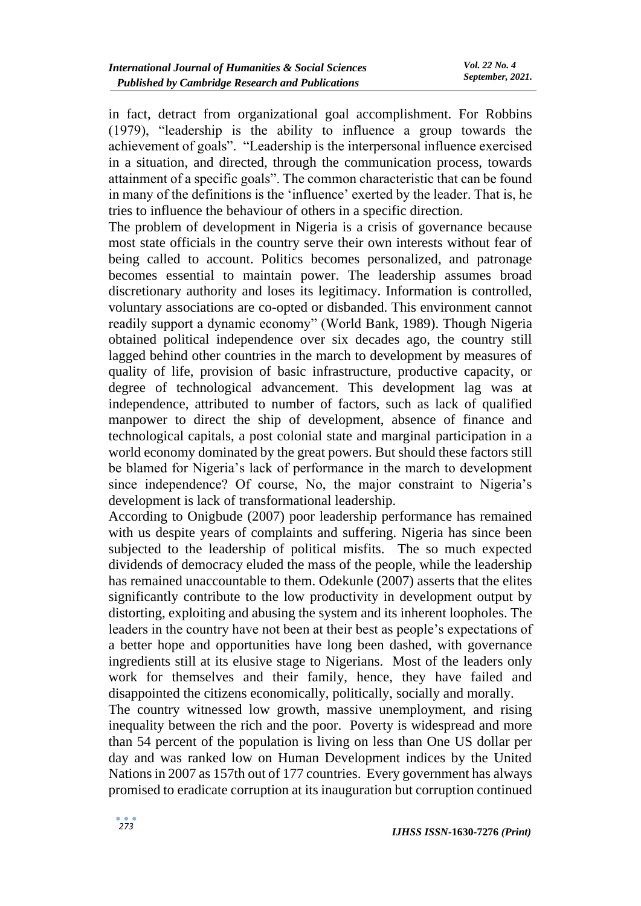in fact, detract from organizational goal accomplishment. For Robbins (1979), "leadership is the ability to influence a group towards the achievement of goals". "Leadership is the interpersonal influence exercised in a situation, and directed, through the communication process, towards attainment of a specific goals". The common characteristic that can be found in many of the definitions is the 'influence' exerted by the leader. That is, he tries to influence the behaviour of others in a specific direction.

The problem of development in Nigeria is a crisis of governance because most state officials in the country serve their own interests without fear of being called to account. Politics becomes personalized, and patronage becomes essential to maintain power. The leadership assumes broad discretionary authority and loses its legitimacy. Information is controlled, voluntary associations are co-opted or disbanded. This environment cannot readily support a dynamic economy" (World Bank, 1989). Though Nigeria obtained political independence over six decades ago, the country still lagged behind other countries in the march to development by measures of quality of life, provision of basic infrastructure, productive capacity, or degree of technological advancement. This development lag was at independence, attributed to number of factors, such as lack of qualified manpower to direct the ship of development, absence of finance and technological capitals, a post colonial state and marginal participation in a world economy dominated by the great powers. But should these factors still be blamed for Nigeria's lack of performance in the march to development since independence? Of course, No, the major constraint to Nigeria's development is lack of transformational leadership.

According to Onigbude (2007) poor leadership performance has remained with us despite years of complaints and suffering. Nigeria has since been subjected to the leadership of political misfits. The so much expected dividends of democracy eluded the mass of the people, while the leadership has remained unaccountable to them. Odekunle (2007) asserts that the elites significantly contribute to the low productivity in development output by distorting, exploiting and abusing the system and its inherent loopholes. The leaders in the country have not been at their best as people's expectations of a better hope and opportunities have long been dashed, with governance ingredients still at its elusive stage to Nigerians. Most of the leaders only work for themselves and their family, hence, they have failed and disappointed the citizens economically, politically, socially and morally.

The country witnessed low growth, massive unemployment, and rising inequality between the rich and the poor. Poverty is widespread and more than 54 percent of the population is living on less than One US dollar per day and was ranked low on Human Development indices by the United Nations in 2007 as 157th out of 177 countries. Every government has always promised to eradicate corruption at its inauguration but corruption continued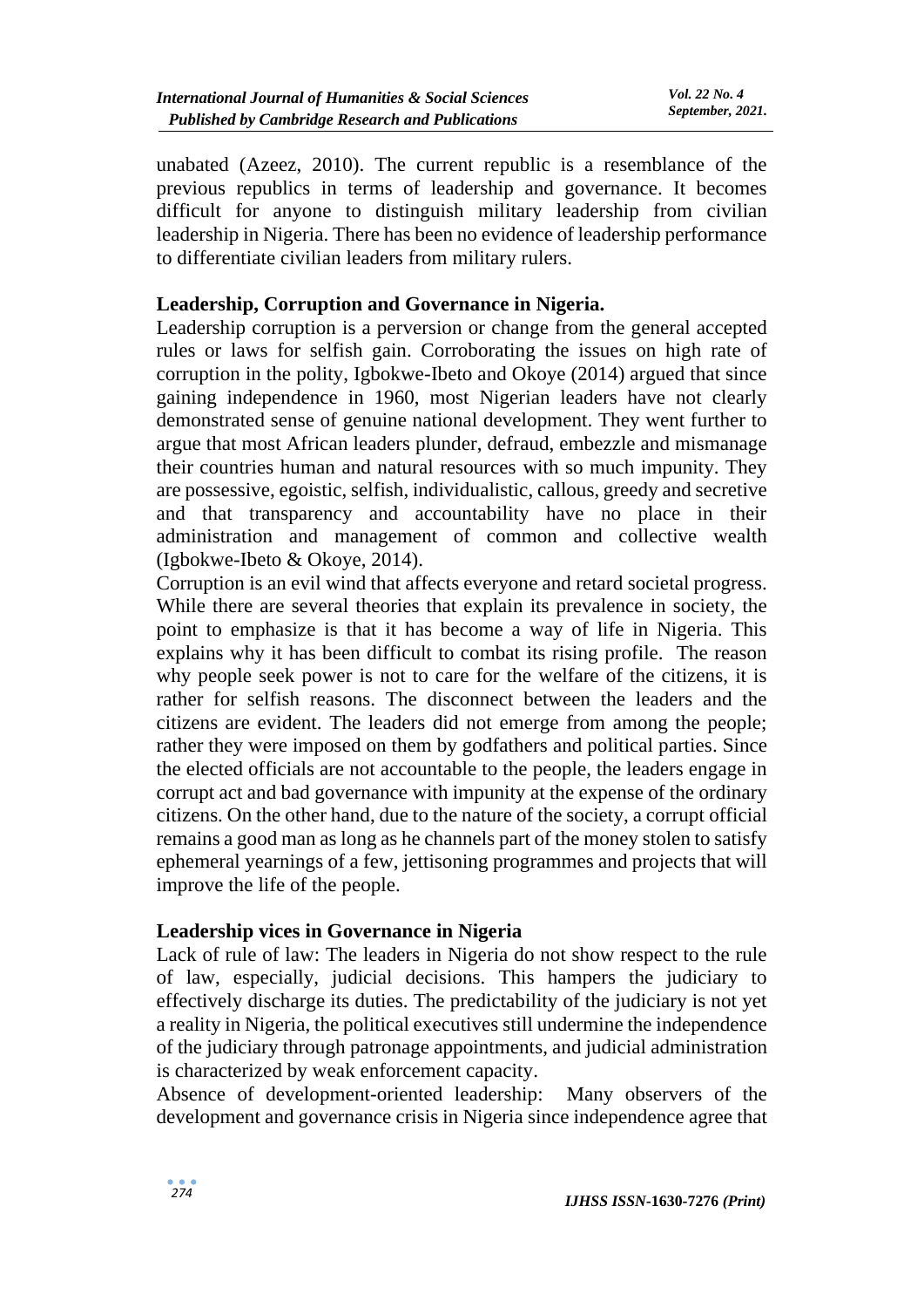unabated (Azeez, 2010). The current republic is a resemblance of the previous republics in terms of leadership and governance. It becomes difficult for anyone to distinguish military leadership from civilian leadership in Nigeria. There has been no evidence of leadership performance to differentiate civilian leaders from military rulers.

### Leadership, Corruption and Governance in Nigeria.

Leadership corruption is a perversion or change from the general accepted rules or laws for selfish gain. Corroborating the issues on high rate of corruption in the polity, Igbokwe-Ibeto and Okoye (2014) argued that since gaining independence in 1960, most Nigerian leaders have not clearly demonstrated sense of genuine national development. They went further to argue that most African leaders plunder, defraud, embezzle and mismanage their countries human and natural resources with so much impunity. They are possessive, egoistic, selfish, individualistic, callous, greedy and secretive and that transparency and accountability have no place in their administration and management of common and collective wealth (Igbokwe-Ibeto & Okoye, 2014).

Corruption is an evil wind that affects everyone and retard societal progress. While there are several theories that explain its prevalence in society, the point to emphasize is that it has become a way of life in Nigeria. This explains why it has been difficult to combat its rising profile. The reason why people seek power is not to care for the welfare of the citizens, it is rather for selfish reasons. The disconnect between the leaders and the citizens are evident. The leaders did not emerge from among the people; rather they were imposed on them by godfathers and political parties. Since the elected officials are not accountable to the people, the leaders engage in corrupt act and bad governance with impunity at the expense of the ordinary citizens. On the other hand, due to the nature of the society, a corrupt official remains a good man as long as he channels part of the money stolen to satisfy ephemeral yearnings of a few, jettisoning programmes and projects that will improve the life of the people.

### Leadership vices in Governance in Nigeria

Lack of rule of law: The leaders in Nigeria do not show respect to the rule of law, especially, judicial decisions. This hampers the judiciary to effectively discharge its duties. The predictability of the judiciary is not yet a reality in Nigeria, the political executives still undermine the independence of the judiciary through patronage appointments, and judicial administration is characterized by weak enforcement capacity.

Absence of development-oriented leadership: Many observers of the development and governance crisis in Nigeria since independence agree that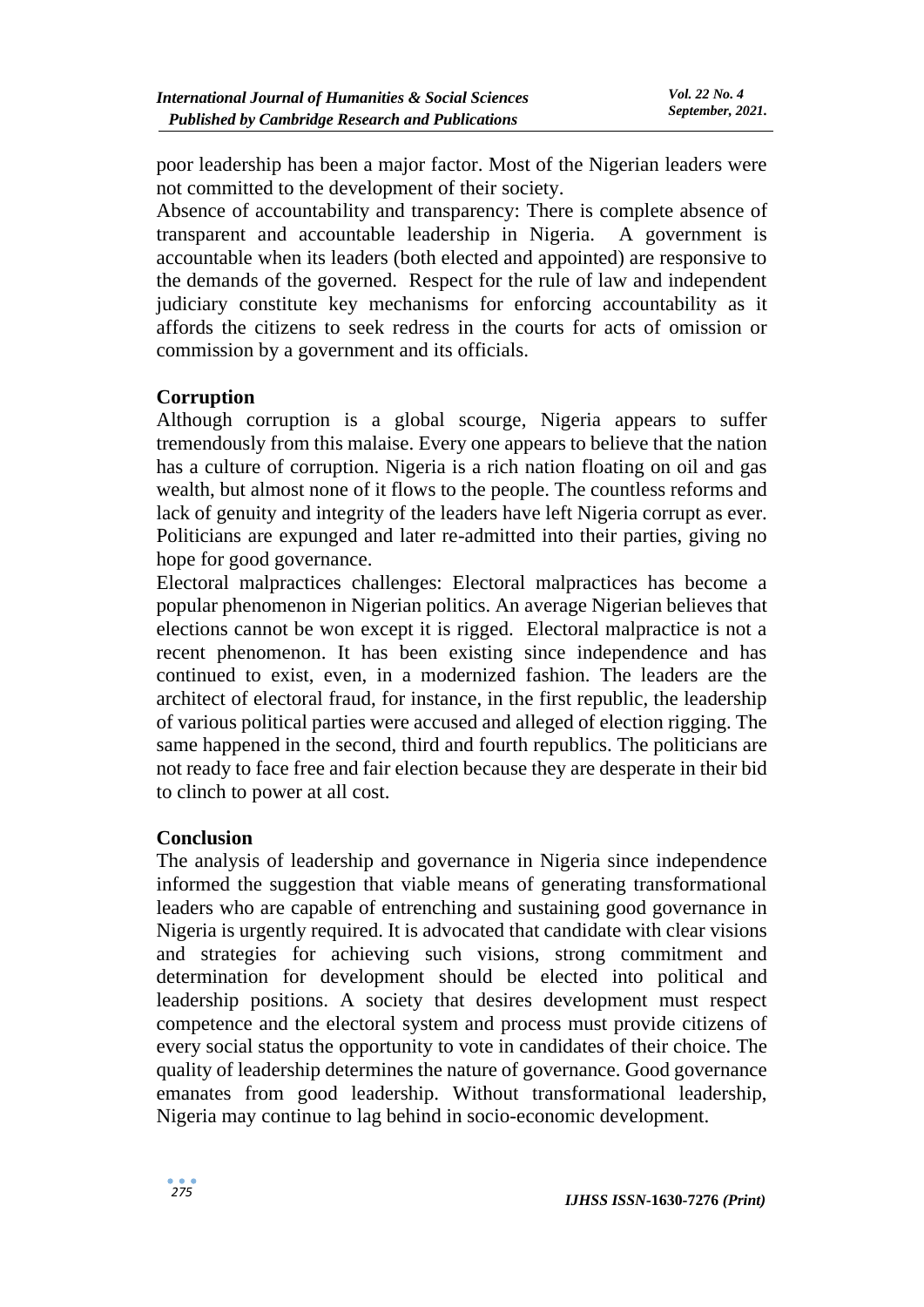poor leadership has been a major factor. Most of the Nigerian leaders were not committed to the development of their society.

Absence of accountability and transparency: There is complete absence of transparent and accountable leadership in Nigeria. A government is accountable when its leaders (both elected and appointed) are responsive to the demands of the governed. Respect for the rule of law and independent judiciary constitute key mechanisms for enforcing accountability as it affords the citizens to seek redress in the courts for acts of omission or commission by a government and its officials.

## Corruption

Although corruption is a global scourge, Nigeria appears to suffer tremendously from this malaise. Every one appears to believe that the nation has a culture of corruption. Nigeria is a rich nation floating on oil and gas wealth, but almost none of it flows to the people. The countless reforms and lack of genuity and integrity of the leaders have left Nigeria corrupt as ever. Politicians are expunged and later re-admitted into their parties, giving no hope for good governance.

Electoral malpractices challenges: Electoral malpractices has become a popular phenomenon in Nigerian politics. An average Nigerian believes that elections cannot be won except it is rigged. Electoral malpractice is not a recent phenomenon. It has been existing since independence and has continued to exist, even, in a modernized fashion. The leaders are the architect of electoral fraud, for instance, in the first republic, the leadership of various political parties were accused and alleged of election rigging. The same happened in the second, third and fourth republics. The politicians are not ready to face free and fair election because they are desperate in their bid to clinch to power at all cost.

## Conclusion

The analysis of leadership and governance in Nigeria since independence informed the suggestion that viable means of generating transformational leaders who are capable of entrenching and sustaining good governance in Nigeria is urgently required. It is advocated that candidate with clear visions and strategies for achieving such visions, strong commitment and determination for development should be elected into political and leadership positions. A society that desires development must respect competence and the electoral system and process must provide citizens of every social status the opportunity to vote in candidates of their choice. The quality of leadership determines the nature of governance. Good governance emanates from good leadership. Without transformational leadership, Nigeria may continue to lag behind in socio-economic development.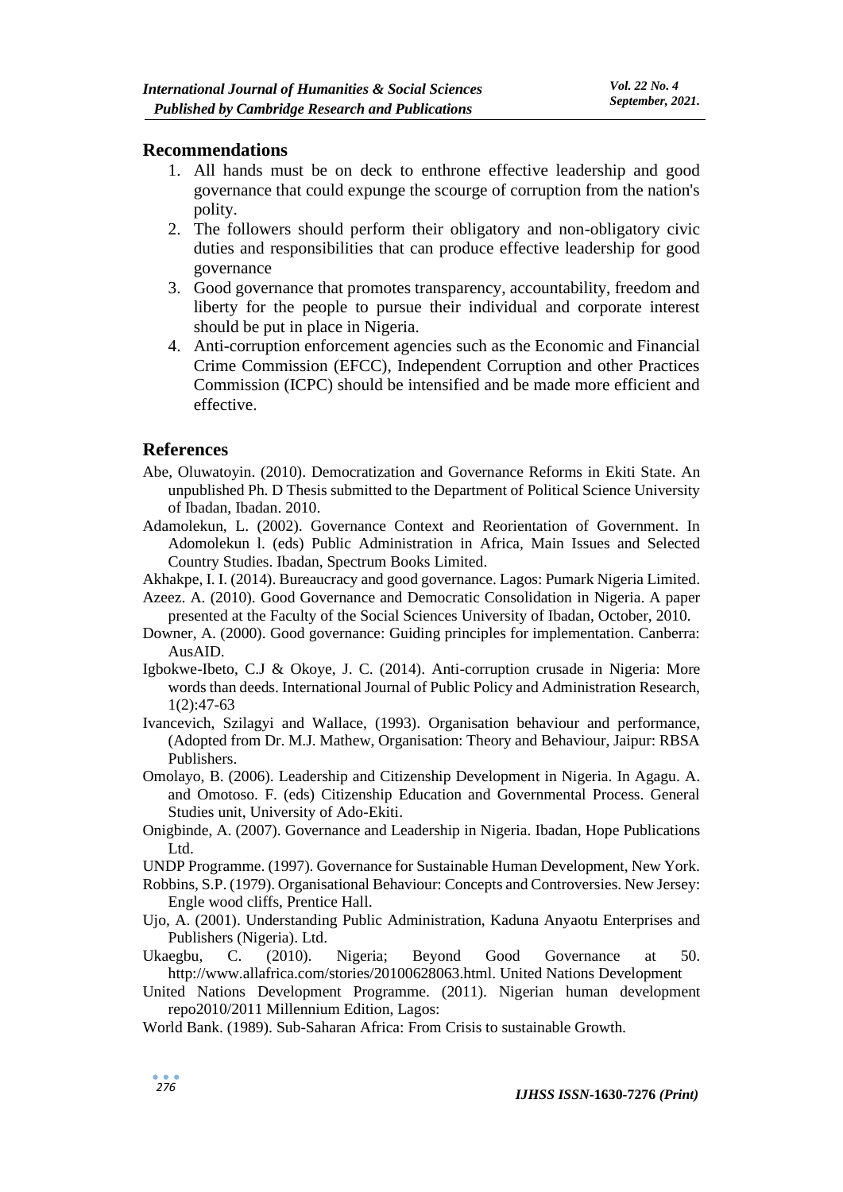## Recommendations

1. All hands must be on deck to enthrone effective leadership and good governance that could expunge the scourge of corruption from the nation's polity.
2. The followers should perform their obligatory and non-obligatory civic duties and responsibilities that can produce effective leadership for good governance
3. Good governance that promotes transparency, accountability, freedom and liberty for the people to pursue their individual and corporate interest should be put in place in Nigeria.
4. Anti-corruption enforcement agencies such as the Economic and Financial Crime Commission (EFCC), Independent Corruption and other Practices Commission (ICPC) should be intensified and be made more efficient and effective.

## References

Abe, Oluwatoyin. (2010). Democratization and Governance Reforms in Ekiti State. An unpublished Ph. D Thesis submitted to the Department of Political Science University of Ibadan, Ibadan. 2010.

Adamolekun, L. (2002). Governance Context and Reorientation of Government. In Adomolekun l. (eds) Public Administration in Africa, Main Issues and Selected Country Studies. Ibadan, Spectrum Books Limited.

Akhakpe, I. I. (2014). Bureaucracy and good governance. Lagos: Pumark Nigeria Limited.

Azeez. A. (2010). Good Governance and Democratic Consolidation in Nigeria. A paper presented at the Faculty of the Social Sciences University of Ibadan, October, 2010.

Downer, A. (2000). Good governance: Guiding principles for implementation. Canberra: AusAID.

Igbokwe-Ibeto, C.J & Okoye, J. C. (2014). Anti-corruption crusade in Nigeria: More words than deeds. International Journal of Public Policy and Administration Research, 1(2):47-63

Ivancevich, Szilagyi and Wallace, (1993). Organisation behaviour and performance, (Adopted from Dr. M.J. Mathew, Organisation: Theory and Behaviour, Jaipur: RBSA Publishers.

Omolayo, B. (2006). Leadership and Citizenship Development in Nigeria. In Agagu. A. and Omotoso. F. (eds) Citizenship Education and Governmental Process. General Studies unit, University of Ado-Ekiti.

Onigbinde, A. (2007). Governance and Leadership in Nigeria. Ibadan, Hope Publications Ltd.

UNDP Programme. (1997). Governance for Sustainable Human Development, New York.

Robbins, S.P. (1979). Organisational Behaviour: Concepts and Controversies. New Jersey: Engle wood cliffs, Prentice Hall.

Ujo, A. (2001). Understanding Public Administration, Kaduna Anyaotu Enterprises and Publishers (Nigeria). Ltd.

Ukaegbu, C. (2010). Nigeria; Beyond Good Governance at 50. http://www.allafrica.com/stories/20100628063.html. United Nations Development

United Nations Development Programme. (2011). Nigerian human development repo2010/2011 Millennium Edition, Lagos:

World Bank. (1989). Sub-Saharan Africa: From Crisis to sustainable Growth.